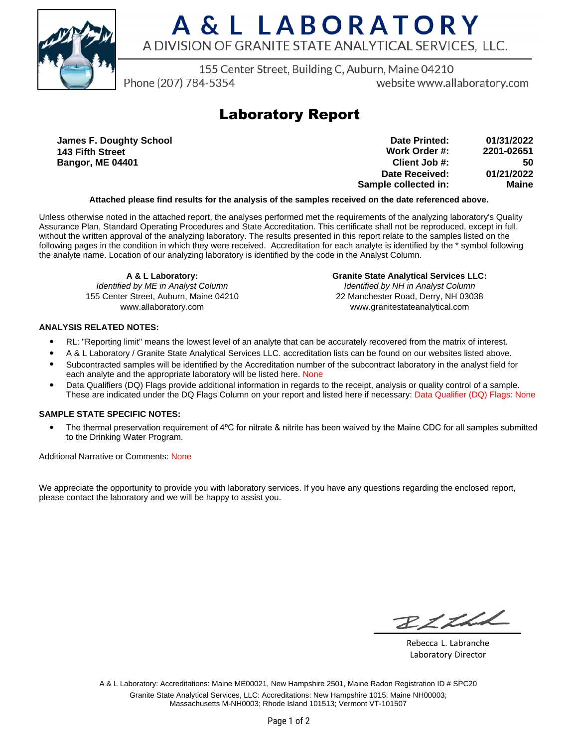# A & L LABORATORY

A DIVISION OF GRANITE STATE ANALYTICAL SERVICES, LLC.

155 Center Street, Building C, Auburn, Maine 04210
Phone (207) 784-5354 website www.allaboratory.com

## Laboratory Report

**James F. Doughty School**
**143 Fifth Street**
**Bangor, ME 04401**

| | |
|---|---|
| **Date Printed:** | **01/31/2022** |
| **Work Order #:** | **2201-02651** |
| **Client Job #:** | **50** |
| **Date Received:** | **01/21/2022** |
| **Sample collected in:** | **Maine** |

**Attached please find results for the analysis of the samples received on the date referenced above.**

Unless otherwise noted in the attached report, the analyses performed met the requirements of the analyzing laboratory's Quality Assurance Plan, Standard Operating Procedures and State Accreditation. This certificate shall not be reproduced, except in full, without the written approval of the analyzing laboratory. The results presented in this report relate to the samples listed on the following pages in the condition in which they were received. Accreditation for each analyte is identified by the * symbol following the analyte name. Location of our analyzing laboratory is identified by the code in the Analyst Column.

**A & L Laboratory:**
*Identified by ME in Analyst Column*
155 Center Street, Auburn, Maine 04210
www.allaboratory.com

**Granite State Analytical Services LLC:**
*Identified by NH in Analyst Column*
22 Manchester Road, Derry, NH 03038
www.granitestateanalytical.com

**ANALYSIS RELATED NOTES:**

- RL: "Reporting limit" means the lowest level of an analyte that can be accurately recovered from the matrix of interest.
- A & L Laboratory / Granite State Analytical Services LLC. accreditation lists can be found on our websites listed above.
- Subcontracted samples will be identified by the Accreditation number of the subcontract laboratory in the analyst field for each analyte and the appropriate laboratory will be listed here. None
- Data Qualifiers (DQ) Flags provide additional information in regards to the receipt, analysis or quality control of a sample. These are indicated under the DQ Flags Column on your report and listed here if necessary: Data Qualifier (DQ) Flags: None

**SAMPLE STATE SPECIFIC NOTES:**

- The thermal preservation requirement of 4ºC for nitrate & nitrite has been waived by the Maine CDC for all samples submitted to the Drinking Water Program.

Additional Narrative or Comments: None

We appreciate the opportunity to provide you with laboratory services. If you have any questions regarding the enclosed report, please contact the laboratory and we will be happy to assist you.

Rebecca L. Labranche
Laboratory Director

A & L Laboratory: Accreditations: Maine ME00021, New Hampshire 2501, Maine Radon Registration ID # SPC20
Granite State Analytical Services, LLC: Accreditations: New Hampshire 1015; Maine NH00003; Massachusetts M-NH0003; Rhode Island 101513; Vermont VT-101507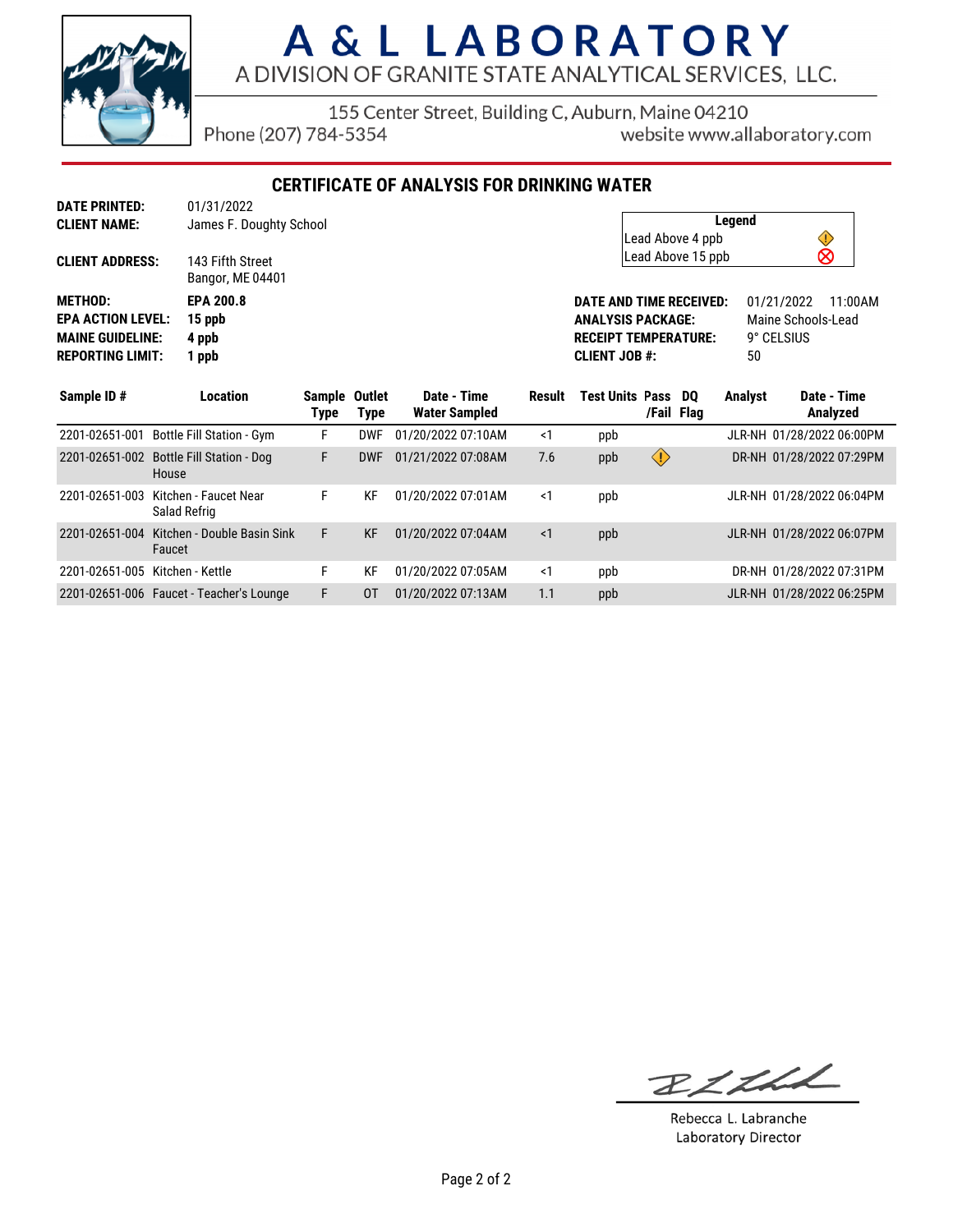# A & L LABORATORY

A DIVISION OF GRANITE STATE ANALYTICAL SERVICES, LLC.

155 Center Street, Building C, Auburn, Maine 04210
Phone (207) 784-5354 website www.allaboratory.com

## CERTIFICATE OF ANALYSIS FOR DRINKING WATER

**DATE PRINTED:** 01/31/2022
**CLIENT NAME:** James F. Doughty School
**CLIENT ADDRESS:** 143 Fifth Street, Bangor, ME 04401

| Legend | |
|---|---|
| Lead Above 4 ppb | ⚠ |
| Lead Above 15 ppb | ⊗ |

**METHOD:** EPA 200.8
**EPA ACTION LEVEL:** 15 ppb
**MAINE GUIDELINE:** 4 ppb
**REPORTING LIMIT:** 1 ppb

**DATE AND TIME RECEIVED:** 01/21/2022 11:00AM
**ANALYSIS PACKAGE:** Maine Schools-Lead
**RECEIPT TEMPERATURE:** 9° CELSIUS
**CLIENT JOB #:** 50

| Sample ID # | Location | Sample Type | Outlet Type | Date - Time Water Sampled | Result | Test Units | Pass /Fail | DQ Flag | Analyst | Date - Time Analyzed |
|---|---|---|---|---|---|---|---|---|---|---|
| 2201-02651-001 | Bottle Fill Station - Gym | F | DWF | 01/20/2022 07:10AM | <1 | ppb | | | JLR-NH | 01/28/2022 06:00PM |
| 2201-02651-002 | Bottle Fill Station - Dog House | F | DWF | 01/21/2022 07:08AM | 7.6 | ppb | ⚠ | | DR-NH | 01/28/2022 07:29PM |
| 2201-02651-003 | Kitchen - Faucet Near Salad Refrig | F | KF | 01/20/2022 07:01AM | <1 | ppb | | | JLR-NH | 01/28/2022 06:04PM |
| 2201-02651-004 | Kitchen - Double Basin Sink Faucet | F | KF | 01/20/2022 07:04AM | <1 | ppb | | | JLR-NH | 01/28/2022 06:07PM |
| 2201-02651-005 | Kitchen - Kettle | F | KF | 01/20/2022 07:05AM | <1 | ppb | | | DR-NH | 01/28/2022 07:31PM |
| 2201-02651-006 | Faucet - Teacher's Lounge | F | OT | 01/20/2022 07:13AM | 1.1 | ppb | | | JLR-NH | 01/28/2022 06:25PM |

Rebecca L. Labranche
Laboratory Director